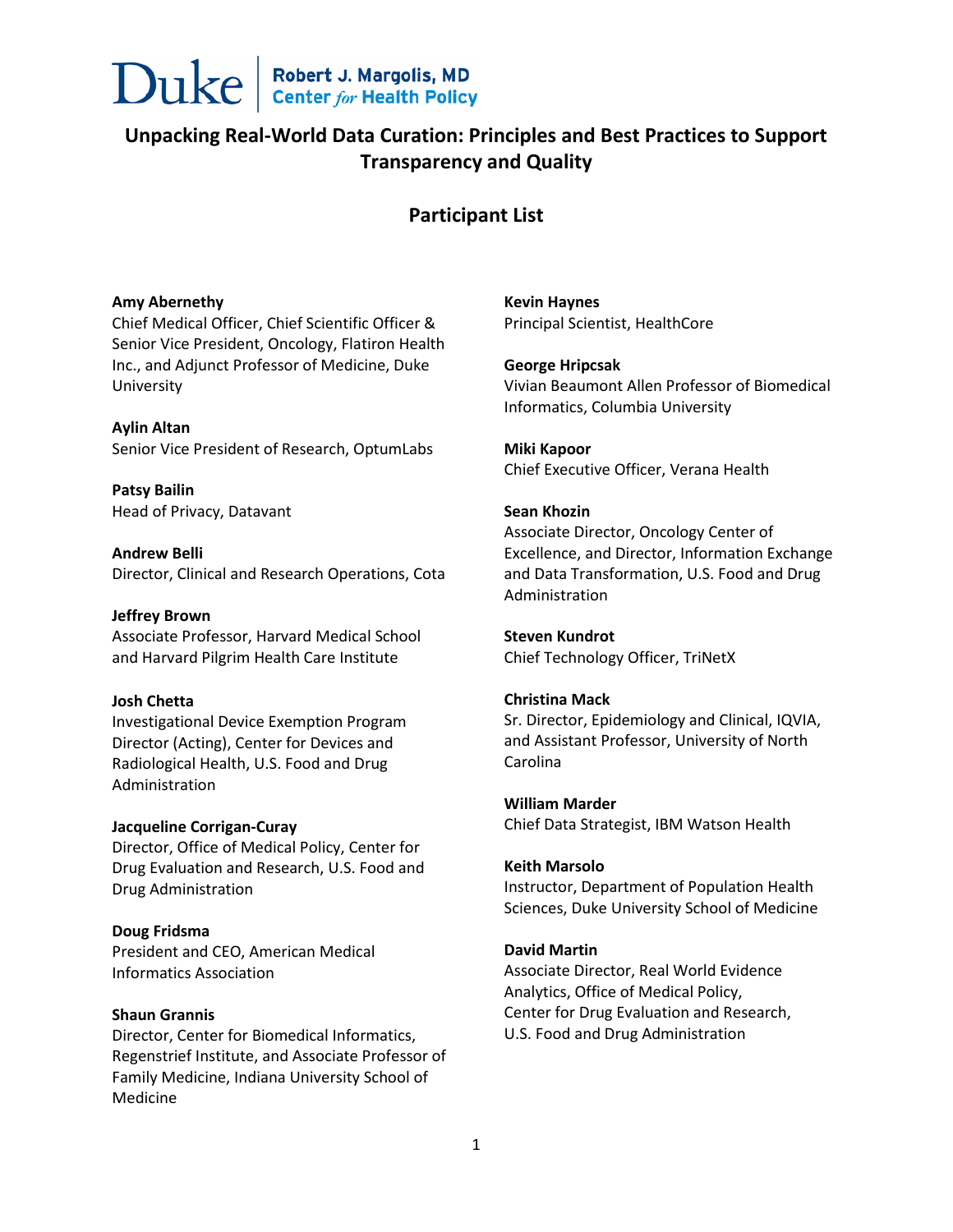Duke | Robert J. Margolis, MD Center *for* Health Policy

# Unpacking Real-World Data Curation: Principles and Best Practices to Support Transparency and Quality

## Participant List

**Amy Abernethy**
Chief Medical Officer, Chief Scientific Officer & Senior Vice President, Oncology, Flatiron Health Inc., and Adjunct Professor of Medicine, Duke University

**Aylin Altan**
Senior Vice President of Research, OptumLabs

**Patsy Bailin**
Head of Privacy, Datavant

**Andrew Belli**
Director, Clinical and Research Operations, Cota

**Jeffrey Brown**
Associate Professor, Harvard Medical School and Harvard Pilgrim Health Care Institute

**Josh Chetta**
Investigational Device Exemption Program Director (Acting), Center for Devices and Radiological Health, U.S. Food and Drug Administration

**Jacqueline Corrigan-Curay**
Director, Office of Medical Policy, Center for Drug Evaluation and Research, U.S. Food and Drug Administration

**Doug Fridsma**
President and CEO, American Medical Informatics Association

**Shaun Grannis**
Director, Center for Biomedical Informatics, Regenstrief Institute, and Associate Professor of Family Medicine, Indiana University School of Medicine

**Kevin Haynes**
Principal Scientist, HealthCore

**George Hripcsak**
Vivian Beaumont Allen Professor of Biomedical Informatics, Columbia University

**Miki Kapoor**
Chief Executive Officer, Verana Health

**Sean Khozin**
Associate Director, Oncology Center of Excellence, and Director, Information Exchange and Data Transformation, U.S. Food and Drug Administration

**Steven Kundrot**
Chief Technology Officer, TriNetX

**Christina Mack**
Sr. Director, Epidemiology and Clinical, IQVIA, and Assistant Professor, University of North Carolina

**William Marder**
Chief Data Strategist, IBM Watson Health

**Keith Marsolo**
Instructor, Department of Population Health Sciences, Duke University School of Medicine

**David Martin**
Associate Director, Real World Evidence Analytics, Office of Medical Policy, Center for Drug Evaluation and Research, U.S. Food and Drug Administration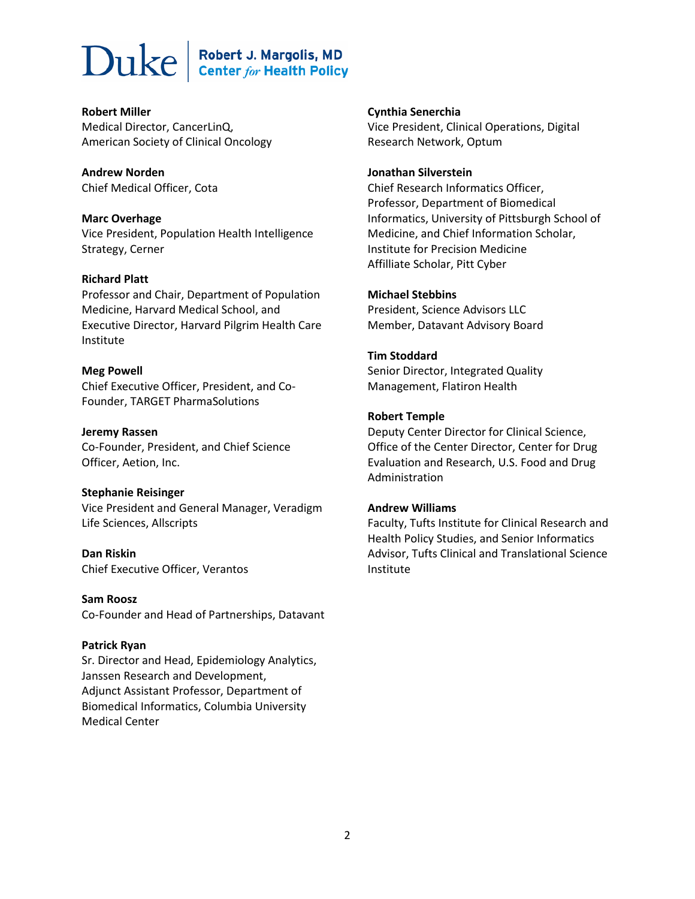**Robert Miller**
Medical Director, CancerLinQ,
American Society of Clinical Oncology

**Andrew Norden**
Chief Medical Officer, Cota

**Marc Overhage**
Vice President, Population Health Intelligence Strategy, Cerner

**Richard Platt**
Professor and Chair, Department of Population Medicine, Harvard Medical School, and Executive Director, Harvard Pilgrim Health Care Institute

**Meg Powell**
Chief Executive Officer, President, and Co-Founder, TARGET PharmaSolutions

**Jeremy Rassen**
Co-Founder, President, and Chief Science Officer, Aetion, Inc.

**Stephanie Reisinger**
Vice President and General Manager, Veradigm Life Sciences, Allscripts

**Dan Riskin**
Chief Executive Officer, Verantos

**Sam Roosz**
Co-Founder and Head of Partnerships, Datavant

**Patrick Ryan**
Sr. Director and Head, Epidemiology Analytics, Janssen Research and Development,
Adjunct Assistant Professor, Department of Biomedical Informatics, Columbia University Medical Center

**Cynthia Senerchia**
Vice President, Clinical Operations, Digital Research Network, Optum

**Jonathan Silverstein**
Chief Research Informatics Officer, Professor, Department of Biomedical Informatics, University of Pittsburgh School of Medicine, and Chief Information Scholar, Institute for Precision Medicine
Affilliate Scholar, Pitt Cyber

**Michael Stebbins**
President, Science Advisors LLC
Member, Datavant Advisory Board

**Tim Stoddard**
Senior Director, Integrated Quality Management, Flatiron Health

**Robert Temple**
Deputy Center Director for Clinical Science, Office of the Center Director, Center for Drug Evaluation and Research, U.S. Food and Drug Administration

**Andrew Williams**
Faculty, Tufts Institute for Clinical Research and Health Policy Studies, and Senior Informatics Advisor, Tufts Clinical and Translational Science Institute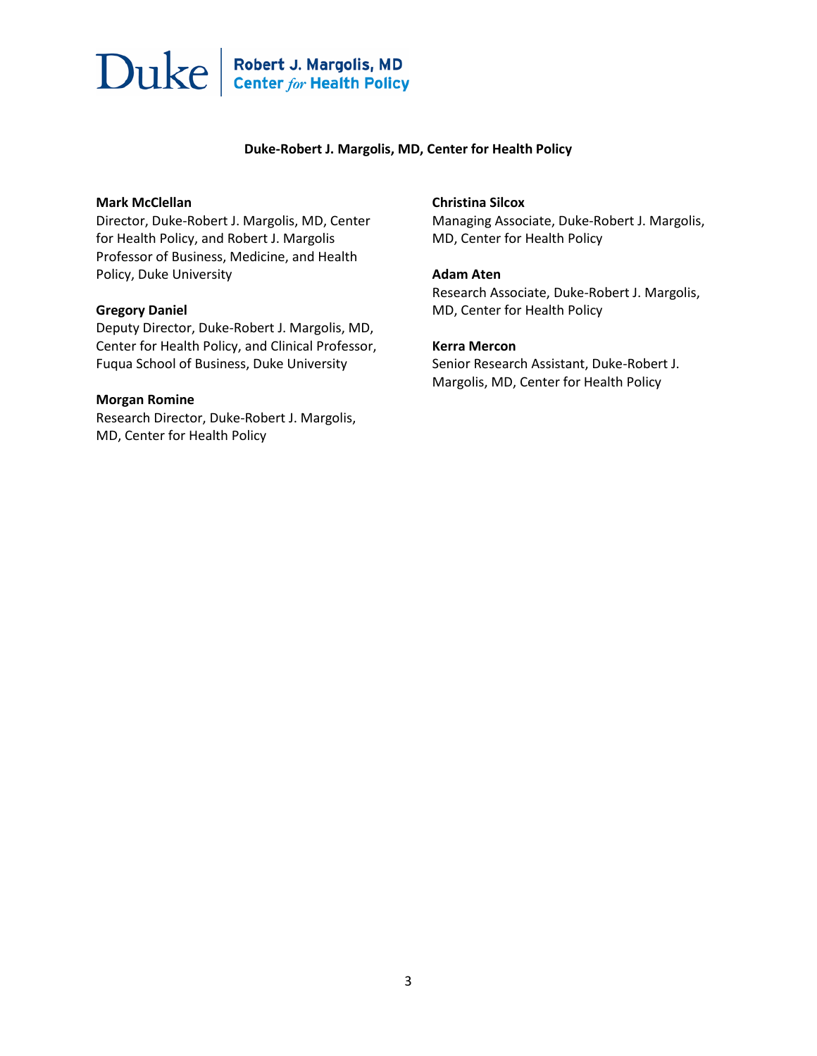**Duke-Robert J. Margolis, MD, Center for Health Policy**

**Mark McClellan**
Director, Duke-Robert J. Margolis, MD, Center for Health Policy, and Robert J. Margolis Professor of Business, Medicine, and Health Policy, Duke University

**Gregory Daniel**
Deputy Director, Duke-Robert J. Margolis, MD, Center for Health Policy, and Clinical Professor, Fuqua School of Business, Duke University

**Morgan Romine**
Research Director, Duke-Robert J. Margolis, MD, Center for Health Policy

**Christina Silcox**
Managing Associate, Duke-Robert J. Margolis, MD, Center for Health Policy

**Adam Aten**
Research Associate, Duke-Robert J. Margolis, MD, Center for Health Policy

**Kerra Mercon**
Senior Research Assistant, Duke-Robert J. Margolis, MD, Center for Health Policy